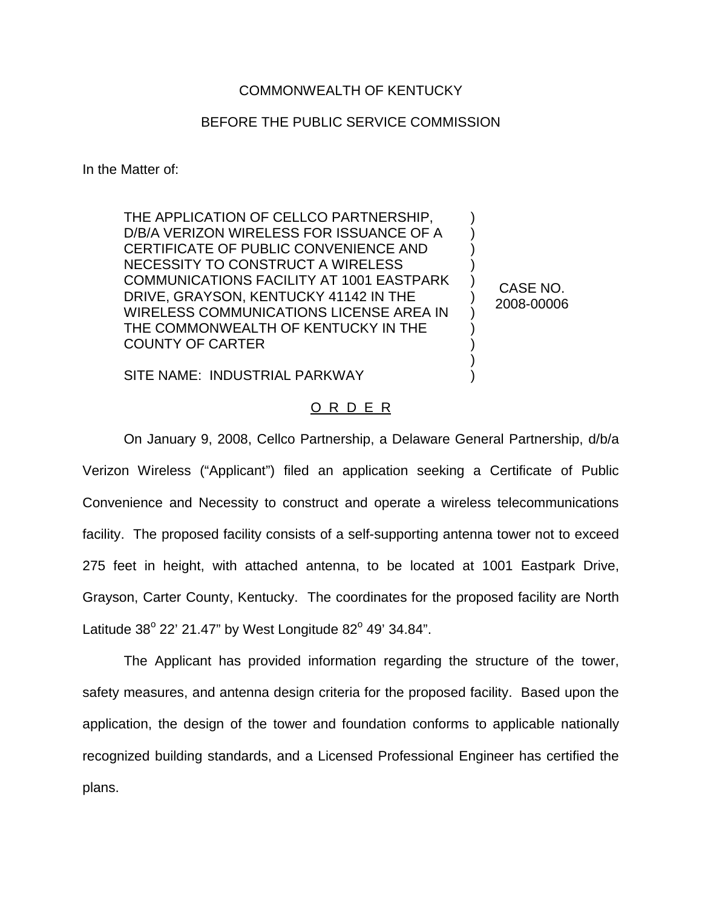COMMONWEALTH OF KENTUCKY

BEFORE THE PUBLIC SERVICE COMMISSION

In the Matter of:

| | |
|---|---|
| THE APPLICATION OF CELLCO PARTNERSHIP, D/B/A VERIZON WIRELESS FOR ISSUANCE OF A CERTIFICATE OF PUBLIC CONVENIENCE AND NECESSITY TO CONSTRUCT A WIRELESS COMMUNICATIONS FACILITY AT 1001 EASTPARK DRIVE, GRAYSON, KENTUCKY 41142 IN THE WIRELESS COMMUNICATIONS LICENSE AREA IN THE COMMONWEALTH OF KENTUCKY IN THE COUNTY OF CARTER<br><br>SITE NAME: INDUSTRIAL PARKWAY | CASE NO. 2008-00006 |

O R D E R

On January 9, 2008, Cellco Partnership, a Delaware General Partnership, d/b/a Verizon Wireless ("Applicant") filed an application seeking a Certificate of Public Convenience and Necessity to construct and operate a wireless telecommunications facility. The proposed facility consists of a self-supporting antenna tower not to exceed 275 feet in height, with attached antenna, to be located at 1001 Eastpark Drive, Grayson, Carter County, Kentucky. The coordinates for the proposed facility are North Latitude 38° 22' 21.47" by West Longitude 82° 49' 34.84".

The Applicant has provided information regarding the structure of the tower, safety measures, and antenna design criteria for the proposed facility. Based upon the application, the design of the tower and foundation conforms to applicable nationally recognized building standards, and a Licensed Professional Engineer has certified the plans.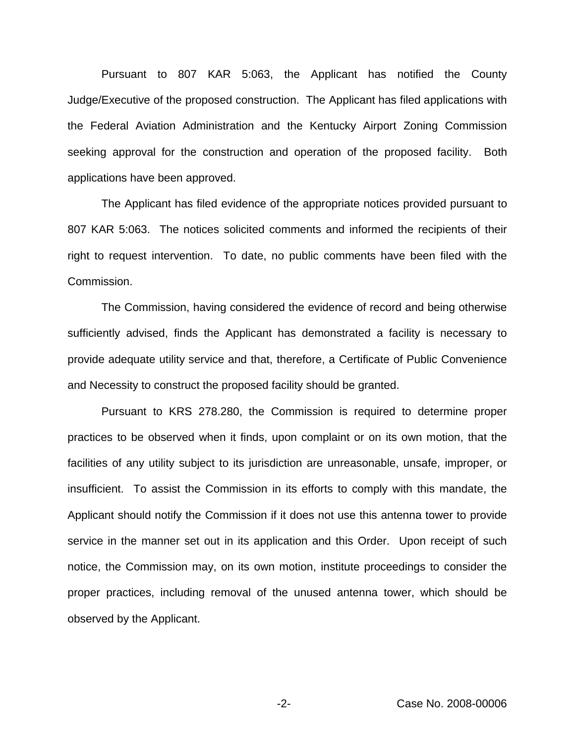Pursuant to 807 KAR 5:063, the Applicant has notified the County Judge/Executive of the proposed construction. The Applicant has filed applications with the Federal Aviation Administration and the Kentucky Airport Zoning Commission seeking approval for the construction and operation of the proposed facility. Both applications have been approved.

The Applicant has filed evidence of the appropriate notices provided pursuant to 807 KAR 5:063. The notices solicited comments and informed the recipients of their right to request intervention. To date, no public comments have been filed with the Commission.

The Commission, having considered the evidence of record and being otherwise sufficiently advised, finds the Applicant has demonstrated a facility is necessary to provide adequate utility service and that, therefore, a Certificate of Public Convenience and Necessity to construct the proposed facility should be granted.

Pursuant to KRS 278.280, the Commission is required to determine proper practices to be observed when it finds, upon complaint or on its own motion, that the facilities of any utility subject to its jurisdiction are unreasonable, unsafe, improper, or insufficient. To assist the Commission in its efforts to comply with this mandate, the Applicant should notify the Commission if it does not use this antenna tower to provide service in the manner set out in its application and this Order. Upon receipt of such notice, the Commission may, on its own motion, institute proceedings to consider the proper practices, including removal of the unused antenna tower, which should be observed by the Applicant.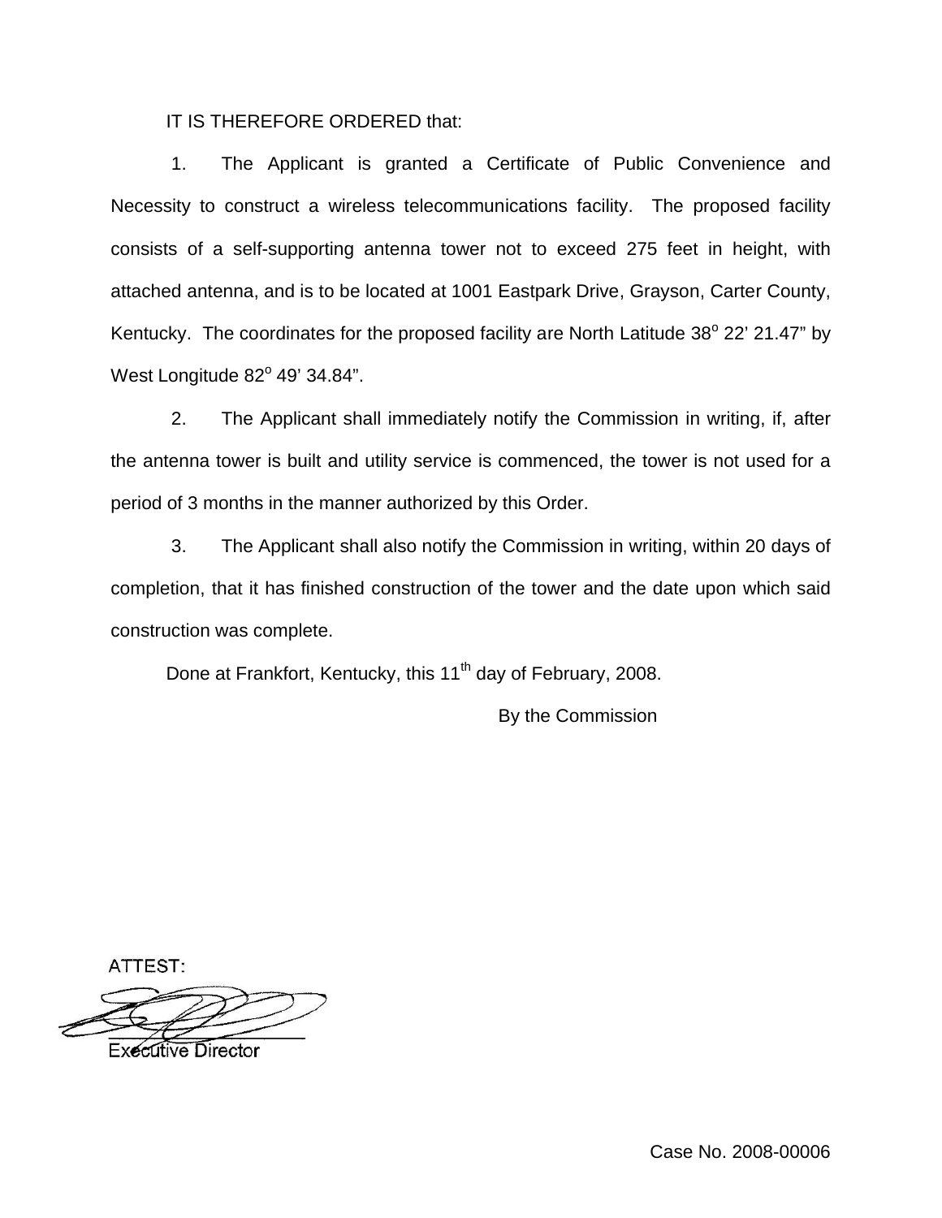IT IS THEREFORE ORDERED that:

1. The Applicant is granted a Certificate of Public Convenience and Necessity to construct a wireless telecommunications facility. The proposed facility consists of a self-supporting antenna tower not to exceed 275 feet in height, with attached antenna, and is to be located at 1001 Eastpark Drive, Grayson, Carter County, Kentucky. The coordinates for the proposed facility are North Latitude 38° 22' 21.47" by West Longitude 82° 49' 34.84".

2. The Applicant shall immediately notify the Commission in writing, if, after the antenna tower is built and utility service is commenced, the tower is not used for a period of 3 months in the manner authorized by this Order.

3. The Applicant shall also notify the Commission in writing, within 20 days of completion, that it has finished construction of the tower and the date upon which said construction was complete.

Done at Frankfort, Kentucky, this 11th day of February, 2008.

By the Commission

ATTEST:

Executive Director

Case No. 2008-00006